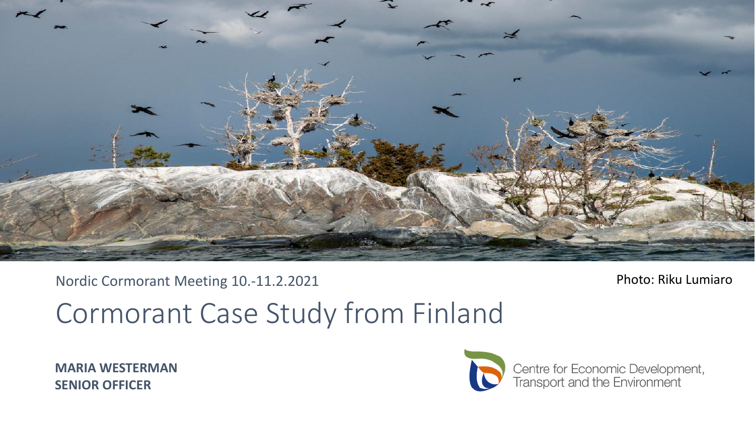Nordic Cormorant Meeting 10.-11.2.2021

Photo: Riku Lumiaro

# Cormorant Case Study from Finland

**MARIA WESTERMAN**
**SENIOR OFFICER**

Centre for Economic Development, Transport and the Environment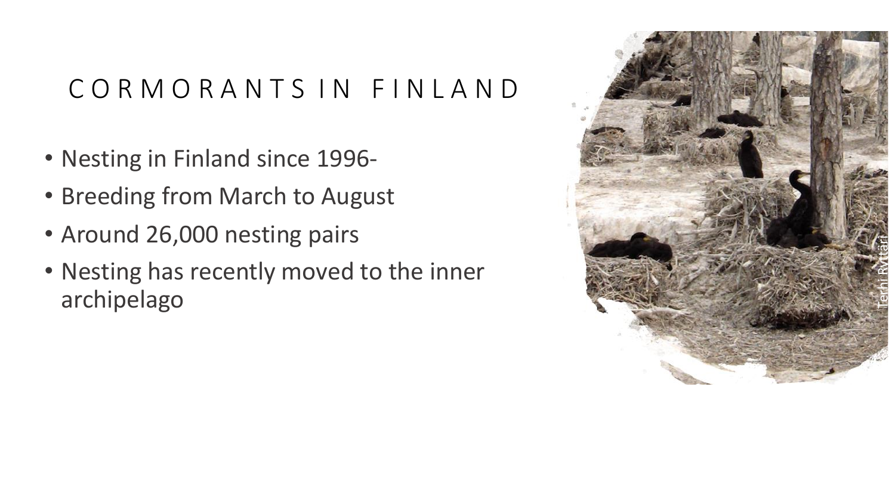# CORMORANTS IN FINLAND

- Nesting in Finland since 1996-
- Breeding from March to August
- Around 26,000 nesting pairs
- Nesting has recently moved to the inner archipelago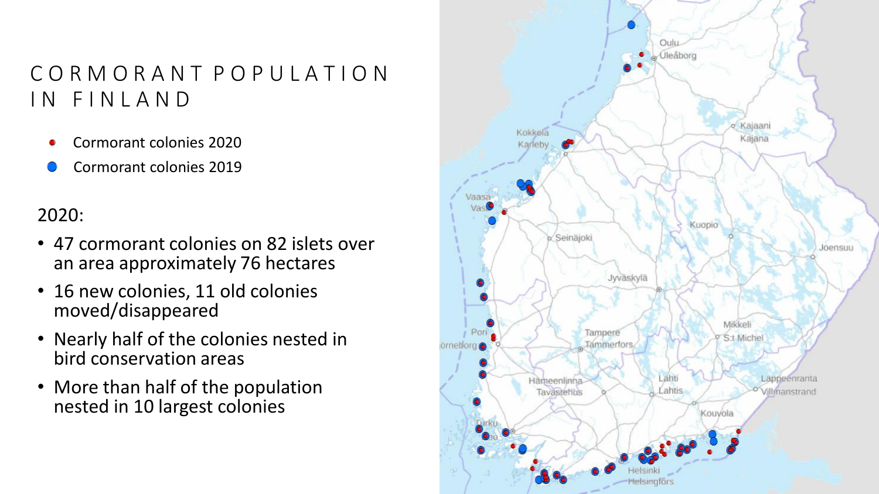# CORMORANT POPULATION IN FINLAND

- Cormorant colonies 2020
- Cormorant colonies 2019

2020:

- 47 cormorant colonies on 82 islets over an area approximately 76 hectares
- 16 new colonies, 11 old colonies moved/disappeared
- Nearly half of the colonies nested in bird conservation areas
- More than half of the population nested in 10 largest colonies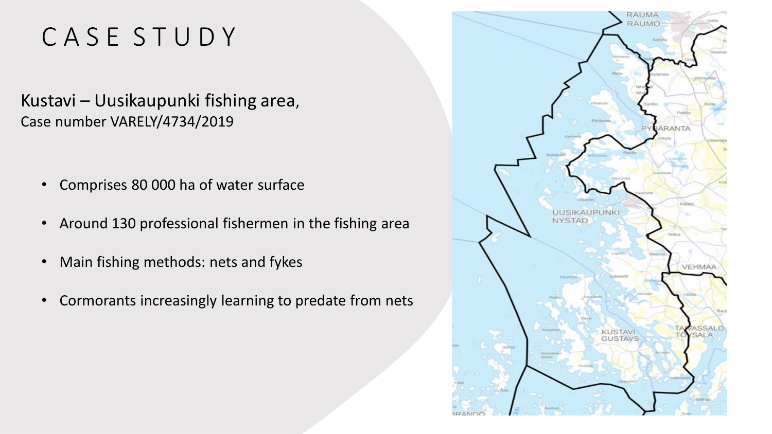# CASE STUDY

Kustavi – Uusikaupunki fishing area,
Case number VARELY/4734/2019

- Comprises 80 000 ha of water surface
- Around 130 professional fishermen in the fishing area
- Main fishing methods: nets and fykes
- Cormorants increasingly learning to predate from nets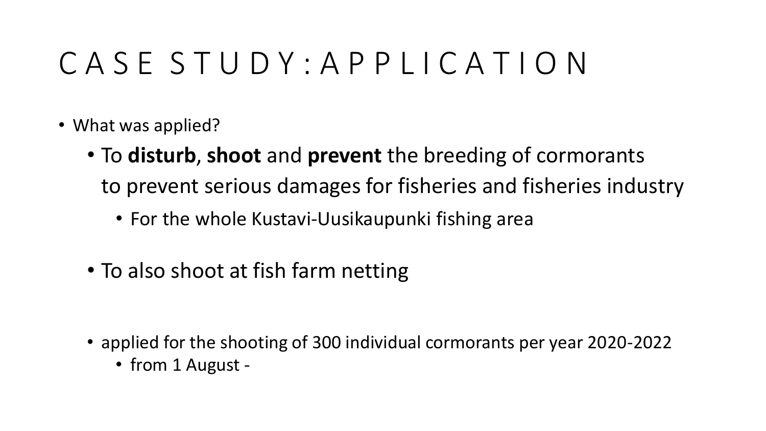# CASE STUDY: APPLICATION

- What was applied?
  - To **disturb**, **shoot** and **prevent** the breeding of cormorants to prevent serious damages for fisheries and fisheries industry
    - For the whole Kustavi-Uusikaupunki fishing area
  - To also shoot at fish farm netting
  - applied for the shooting of 300 individual cormorants per year 2020-2022
    - from 1 August -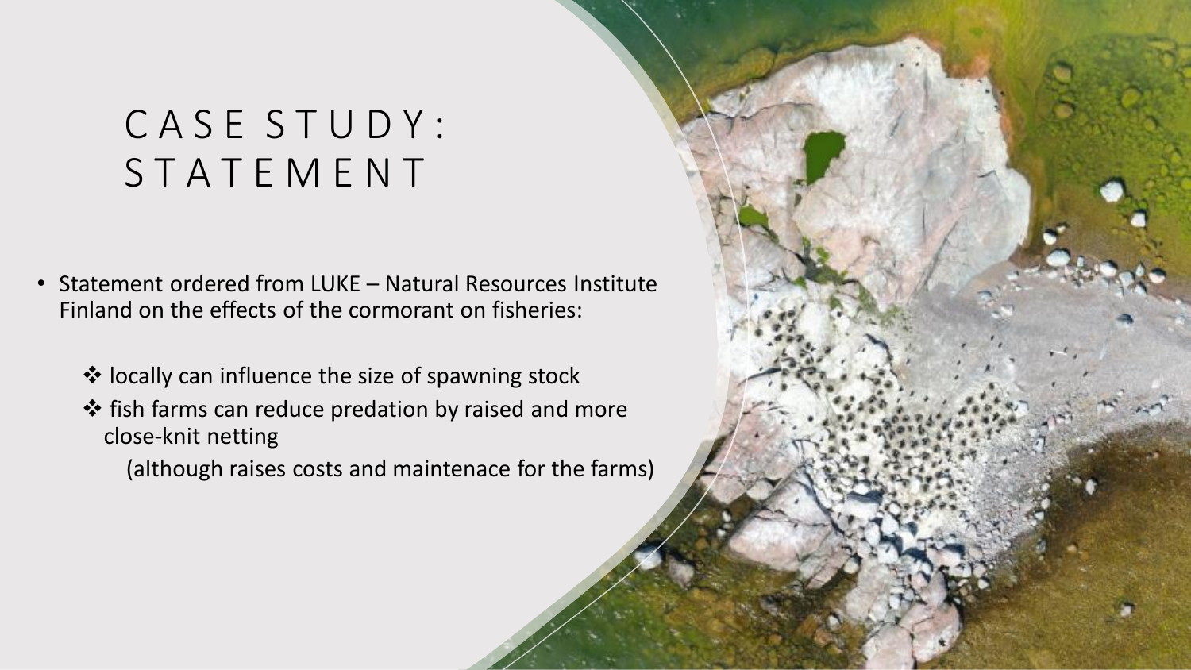# CASE STUDY: STATEMENT

- Statement ordered from LUKE – Natural Resources Institute Finland on the effects of the cormorant on fisheries:
  - ❖ locally can influence the size of spawning stock
  - ❖ fish farms can reduce predation by raised and more close-knit netting

    (although raises costs and maintenace for the farms)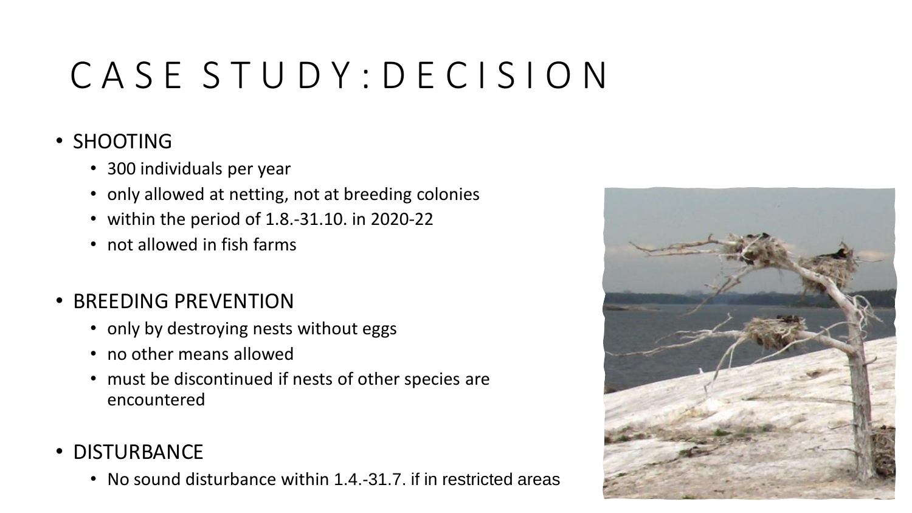# CASE STUDY: DECISION

- SHOOTING
  - 300 individuals per year
  - only allowed at netting, not at breeding colonies
  - within the period of 1.8.-31.10. in 2020-22
  - not allowed in fish farms
- BREEDING PREVENTION
  - only by destroying nests without eggs
  - no other means allowed
  - must be discontinued if nests of other species are encountered
- DISTURBANCE
  - No sound disturbance within 1.4.-31.7. if in restricted areas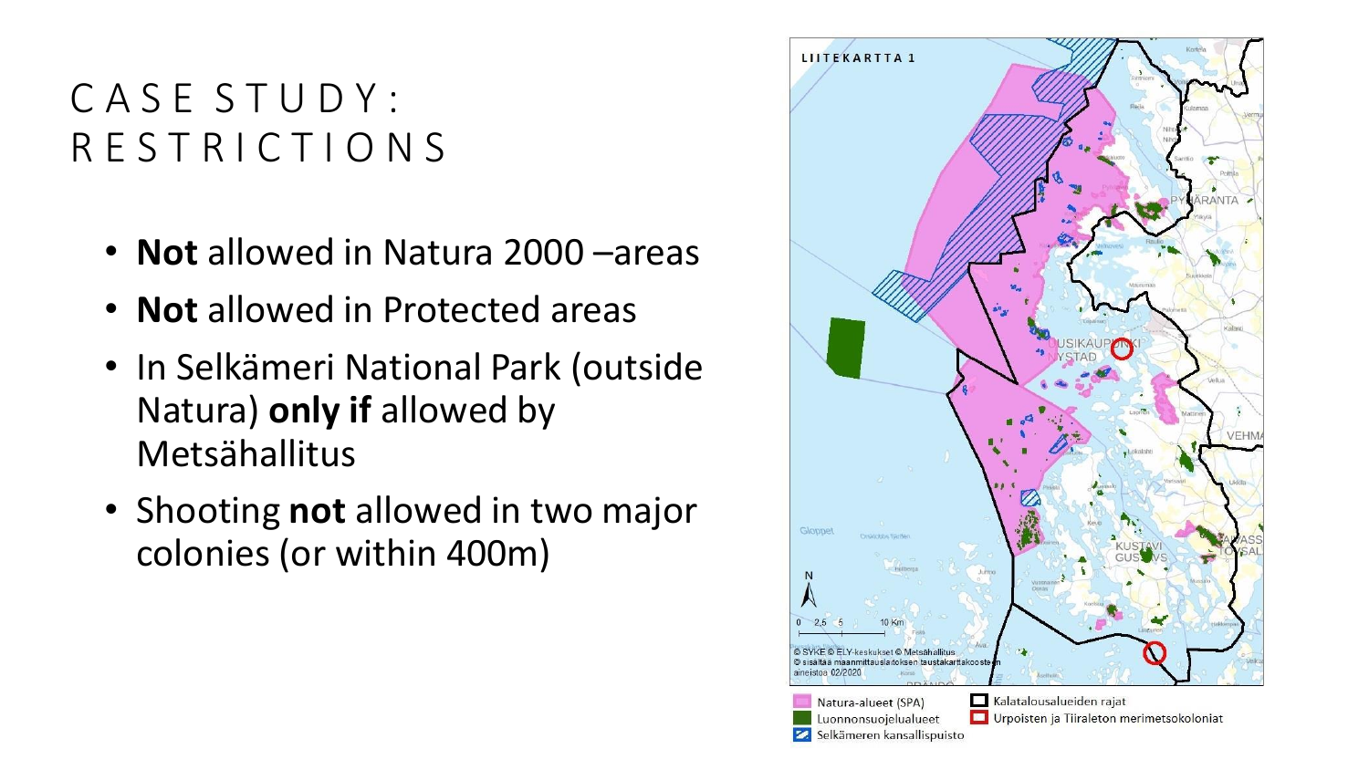# CASE STUDY: RESTRICTIONS

- **Not** allowed in Natura 2000 –areas
- **Not** allowed in Protected areas
- In Selkämeri National Park (outside Natura) **only if** allowed by Metsähallitus
- Shooting **not** allowed in two major colonies (or within 400m)

LIITEKARTTA 1

© SYKE © ELY-keskukset © Metsähallitus
© sisältää maanmittauslaitoksen taustakarttakoosteen aineistoa 02/2020

- Natura-alueet (SPA)
- Luonnonsuojelualueet
- Selkämeren kansallispuisto
- Kalatalousalueiden rajat
- Urpoisten ja Tiiraleton merimetsokoloniat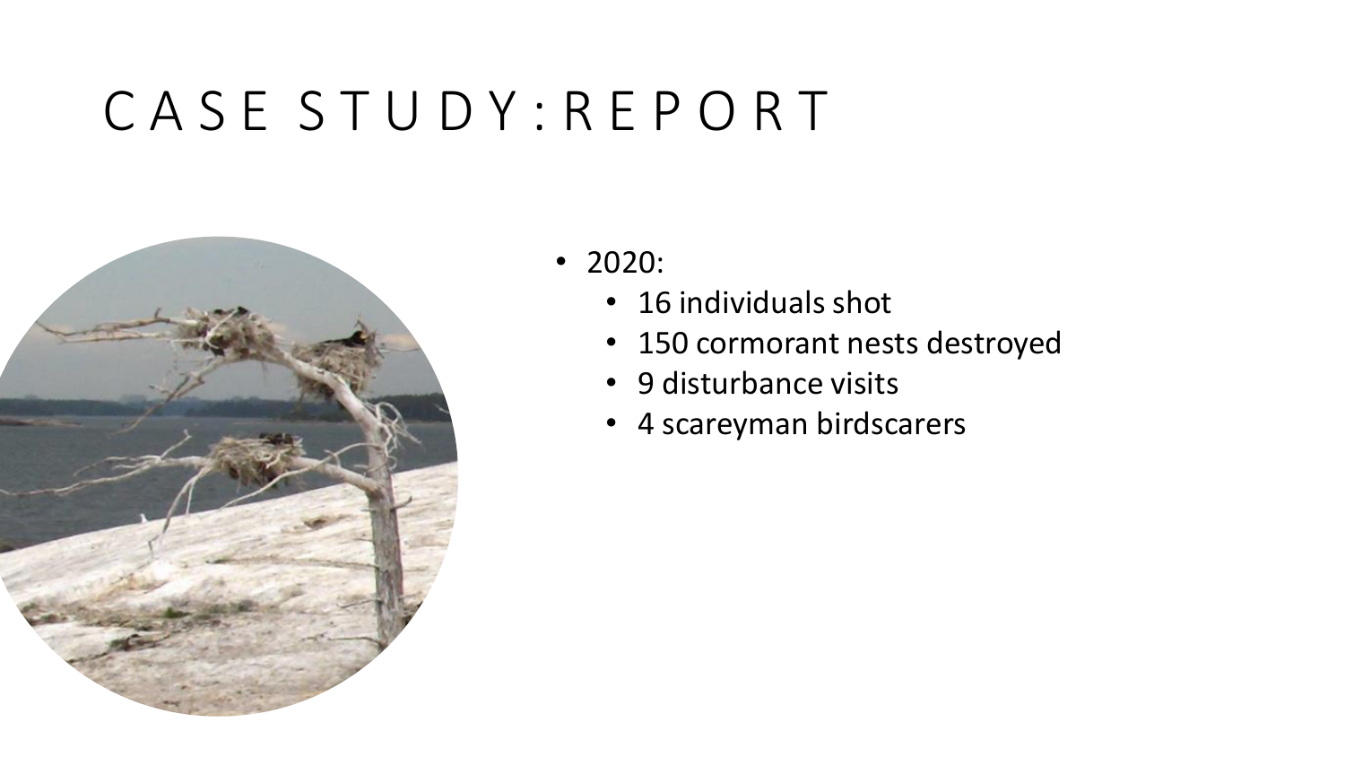# CASE STUDY: REPORT

- 2020:
  - 16 individuals shot
  - 150 cormorant nests destroyed
  - 9 disturbance visits
  - 4 scareyman birdscarers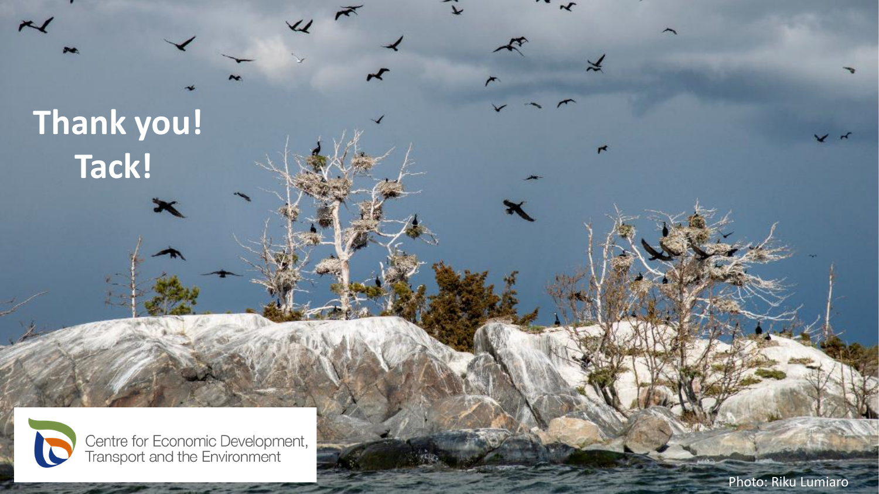# Thank you!

# Tack!

Centre for Economic Development, Transport and the Environment

Photo: Riku Lumiaro